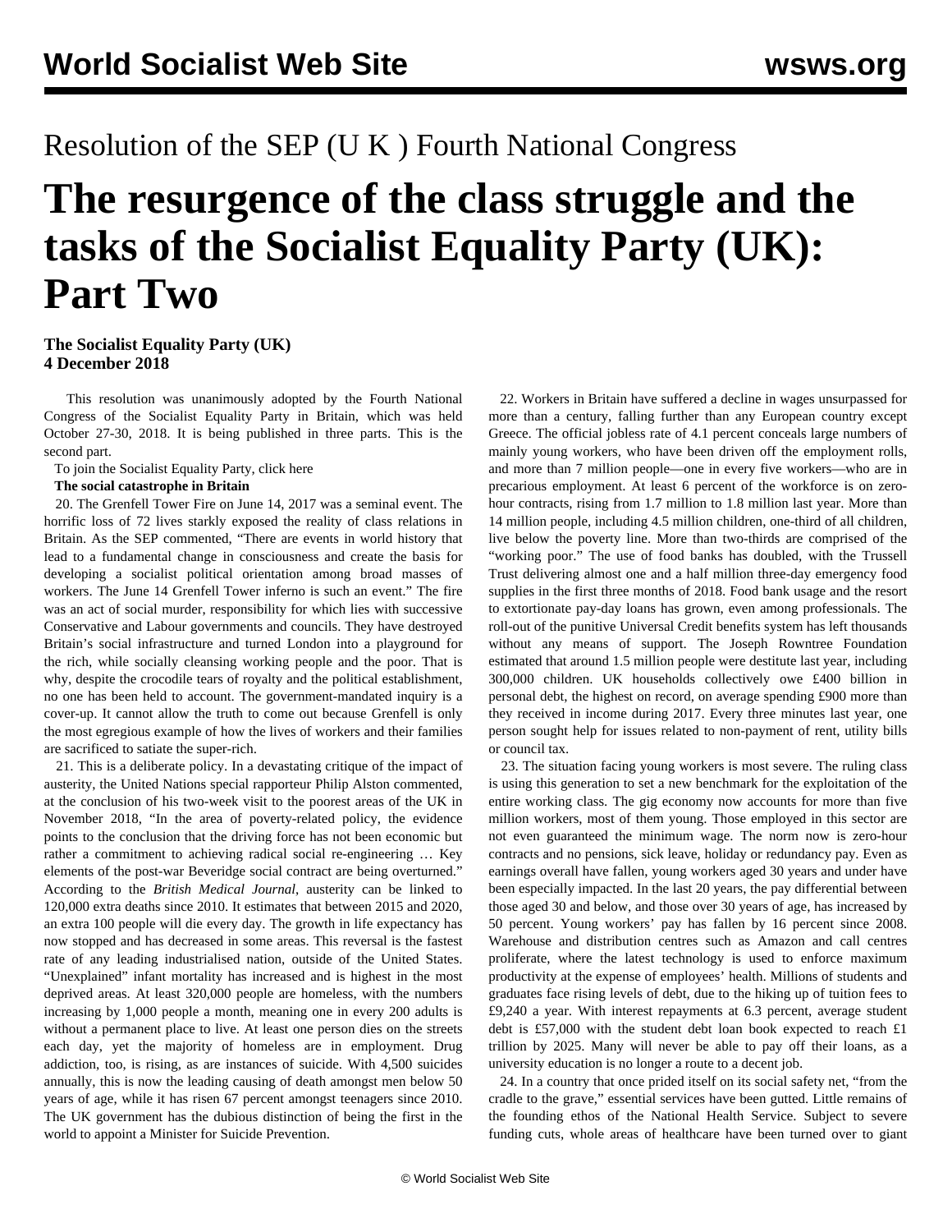Resolution of the SEP (U K ) Fourth National Congress

# The resurgence of the class struggle and the tasks of the Socialist Equality Party (UK): Part Two

**The Socialist Equality Party (UK)**
**4 December 2018**

This resolution was unanimously adopted by the Fourth National Congress of the Socialist Equality Party in Britain, which was held October 27-30, 2018. It is being published in three parts. This is the second part.

To join the Socialist Equality Party, click here

**The social catastrophe in Britain**

20. The Grenfell Tower Fire on June 14, 2017 was a seminal event. The horrific loss of 72 lives starkly exposed the reality of class relations in Britain. As the SEP commented, "There are events in world history that lead to a fundamental change in consciousness and create the basis for developing a socialist political orientation among broad masses of workers. The June 14 Grenfell Tower inferno is such an event." The fire was an act of social murder, responsibility for which lies with successive Conservative and Labour governments and councils. They have destroyed Britain's social infrastructure and turned London into a playground for the rich, while socially cleansing working people and the poor. That is why, despite the crocodile tears of royalty and the political establishment, no one has been held to account. The government-mandated inquiry is a cover-up. It cannot allow the truth to come out because Grenfell is only the most egregious example of how the lives of workers and their families are sacrificed to satiate the super-rich.

21. This is a deliberate policy. In a devastating critique of the impact of austerity, the United Nations special rapporteur Philip Alston commented, at the conclusion of his two-week visit to the poorest areas of the UK in November 2018, "In the area of poverty-related policy, the evidence points to the conclusion that the driving force has not been economic but rather a commitment to achieving radical social re-engineering … Key elements of the post-war Beveridge social contract are being overturned." According to the *British Medical Journal*, austerity can be linked to 120,000 extra deaths since 2010. It estimates that between 2015 and 2020, an extra 100 people will die every day. The growth in life expectancy has now stopped and has decreased in some areas. This reversal is the fastest rate of any leading industrialised nation, outside of the United States. "Unexplained" infant mortality has increased and is highest in the most deprived areas. At least 320,000 people are homeless, with the numbers increasing by 1,000 people a month, meaning one in every 200 adults is without a permanent place to live. At least one person dies on the streets each day, yet the majority of homeless are in employment. Drug addiction, too, is rising, as are instances of suicide. With 4,500 suicides annually, this is now the leading causing of death amongst men below 50 years of age, while it has risen 67 percent amongst teenagers since 2010. The UK government has the dubious distinction of being the first in the world to appoint a Minister for Suicide Prevention.

22. Workers in Britain have suffered a decline in wages unsurpassed for more than a century, falling further than any European country except Greece. The official jobless rate of 4.1 percent conceals large numbers of mainly young workers, who have been driven off the employment rolls, and more than 7 million people—one in every five workers—who are in precarious employment. At least 6 percent of the workforce is on zero-hour contracts, rising from 1.7 million to 1.8 million last year. More than 14 million people, including 4.5 million children, one-third of all children, live below the poverty line. More than two-thirds are comprised of the "working poor." The use of food banks has doubled, with the Trussell Trust delivering almost one and a half million three-day emergency food supplies in the first three months of 2018. Food bank usage and the resort to extortionate pay-day loans has grown, even among professionals. The roll-out of the punitive Universal Credit benefits system has left thousands without any means of support. The Joseph Rowntree Foundation estimated that around 1.5 million people were destitute last year, including 300,000 children. UK households collectively owe £400 billion in personal debt, the highest on record, on average spending £900 more than they received in income during 2017. Every three minutes last year, one person sought help for issues related to non-payment of rent, utility bills or council tax.

23. The situation facing young workers is most severe. The ruling class is using this generation to set a new benchmark for the exploitation of the entire working class. The gig economy now accounts for more than five million workers, most of them young. Those employed in this sector are not even guaranteed the minimum wage. The norm now is zero-hour contracts and no pensions, sick leave, holiday or redundancy pay. Even as earnings overall have fallen, young workers aged 30 years and under have been especially impacted. In the last 20 years, the pay differential between those aged 30 and below, and those over 30 years of age, has increased by 50 percent. Young workers' pay has fallen by 16 percent since 2008. Warehouse and distribution centres such as Amazon and call centres proliferate, where the latest technology is used to enforce maximum productivity at the expense of employees' health. Millions of students and graduates face rising levels of debt, due to the hiking up of tuition fees to £9,240 a year. With interest repayments at 6.3 percent, average student debt is £57,000 with the student debt loan book expected to reach £1 trillion by 2025. Many will never be able to pay off their loans, as a university education is no longer a route to a decent job.

24. In a country that once prided itself on its social safety net, "from the cradle to the grave," essential services have been gutted. Little remains of the founding ethos of the National Health Service. Subject to severe funding cuts, whole areas of healthcare have been turned over to giant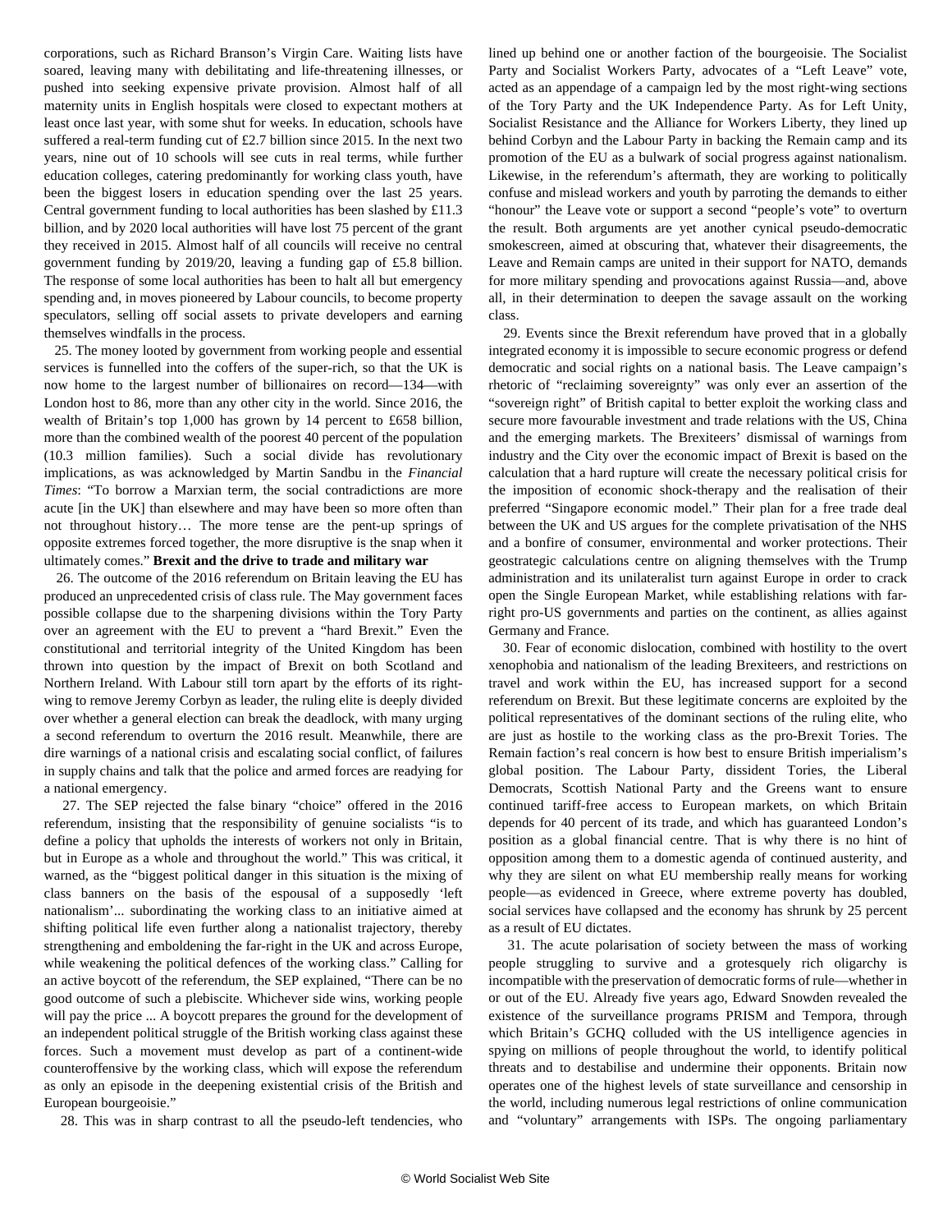corporations, such as Richard Branson's Virgin Care. Waiting lists have soared, leaving many with debilitating and life-threatening illnesses, or pushed into seeking expensive private provision. Almost half of all maternity units in English hospitals were closed to expectant mothers at least once last year, with some shut for weeks. In education, schools have suffered a real-term funding cut of £2.7 billion since 2015. In the next two years, nine out of 10 schools will see cuts in real terms, while further education colleges, catering predominantly for working class youth, have been the biggest losers in education spending over the last 25 years. Central government funding to local authorities has been slashed by £11.3 billion, and by 2020 local authorities will have lost 75 percent of the grant they received in 2015. Almost half of all councils will receive no central government funding by 2019/20, leaving a funding gap of £5.8 billion. The response of some local authorities has been to halt all but emergency spending and, in moves pioneered by Labour councils, to become property speculators, selling off social assets to private developers and earning themselves windfalls in the process.

25. The money looted by government from working people and essential services is funnelled into the coffers of the super-rich, so that the UK is now home to the largest number of billionaires on record—134—with London host to 86, more than any other city in the world. Since 2016, the wealth of Britain's top 1,000 has grown by 14 percent to £658 billion, more than the combined wealth of the poorest 40 percent of the population (10.3 million families). Such a social divide has revolutionary implications, as was acknowledged by Martin Sandbu in the *Financial Times*: "To borrow a Marxian term, the social contradictions are more acute [in the UK] than elsewhere and may have been so more often than not throughout history… The more tense are the pent-up springs of opposite extremes forced together, the more disruptive is the snap when it ultimately comes."

**Brexit and the drive to trade and military war**

26. The outcome of the 2016 referendum on Britain leaving the EU has produced an unprecedented crisis of class rule. The May government faces possible collapse due to the sharpening divisions within the Tory Party over an agreement with the EU to prevent a "hard Brexit." Even the constitutional and territorial integrity of the United Kingdom has been thrown into question by the impact of Brexit on both Scotland and Northern Ireland. With Labour still torn apart by the efforts of its right-wing to remove Jeremy Corbyn as leader, the ruling elite is deeply divided over whether a general election can break the deadlock, with many urging a second referendum to overturn the 2016 result. Meanwhile, there are dire warnings of a national crisis and escalating social conflict, of failures in supply chains and talk that the police and armed forces are readying for a national emergency.

27. The SEP rejected the false binary "choice" offered in the 2016 referendum, insisting that the responsibility of genuine socialists "is to define a policy that upholds the interests of workers not only in Britain, but in Europe as a whole and throughout the world." This was critical, it warned, as the "biggest political danger in this situation is the mixing of class banners on the basis of the espousal of a supposedly 'left nationalism'... subordinating the working class to an initiative aimed at shifting political life even further along a nationalist trajectory, thereby strengthening and emboldening the far-right in the UK and across Europe, while weakening the political defences of the working class." Calling for an active boycott of the referendum, the SEP explained, "There can be no good outcome of such a plebiscite. Whichever side wins, working people will pay the price ... A boycott prepares the ground for the development of an independent political struggle of the British working class against these forces. Such a movement must develop as part of a continent-wide counteroffensive by the working class, which will expose the referendum as only an episode in the deepening existential crisis of the British and European bourgeoisie."

28. This was in sharp contrast to all the pseudo-left tendencies, who lined up behind one or another faction of the bourgeoisie. The Socialist Party and Socialist Workers Party, advocates of a "Left Leave" vote, acted as an appendage of a campaign led by the most right-wing sections of the Tory Party and the UK Independence Party. As for Left Unity, Socialist Resistance and the Alliance for Workers Liberty, they lined up behind Corbyn and the Labour Party in backing the Remain camp and its promotion of the EU as a bulwark of social progress against nationalism. Likewise, in the referendum's aftermath, they are working to politically confuse and mislead workers and youth by parroting the demands to either "honour" the Leave vote or support a second "people's vote" to overturn the result. Both arguments are yet another cynical pseudo-democratic smokescreen, aimed at obscuring that, whatever their disagreements, the Leave and Remain camps are united in their support for NATO, demands for more military spending and provocations against Russia—and, above all, in their determination to deepen the savage assault on the working class.

29. Events since the Brexit referendum have proved that in a globally integrated economy it is impossible to secure economic progress or defend democratic and social rights on a national basis. The Leave campaign's rhetoric of "reclaiming sovereignty" was only ever an assertion of the "sovereign right" of British capital to better exploit the working class and secure more favourable investment and trade relations with the US, China and the emerging markets. The Brexiteers' dismissal of warnings from industry and the City over the economic impact of Brexit is based on the calculation that a hard rupture will create the necessary political crisis for the imposition of economic shock-therapy and the realisation of their preferred "Singapore economic model." Their plan for a free trade deal between the UK and US argues for the complete privatisation of the NHS and a bonfire of consumer, environmental and worker protections. Their geostrategic calculations centre on aligning themselves with the Trump administration and its unilateralist turn against Europe in order to crack open the Single European Market, while establishing relations with far-right pro-US governments and parties on the continent, as allies against Germany and France.

30. Fear of economic dislocation, combined with hostility to the overt xenophobia and nationalism of the leading Brexiteers, and restrictions on travel and work within the EU, has increased support for a second referendum on Brexit. But these legitimate concerns are exploited by the political representatives of the dominant sections of the ruling elite, who are just as hostile to the working class as the pro-Brexit Tories. The Remain faction's real concern is how best to ensure British imperialism's global position. The Labour Party, dissident Tories, the Liberal Democrats, Scottish National Party and the Greens want to ensure continued tariff-free access to European markets, on which Britain depends for 40 percent of its trade, and which has guaranteed London's position as a global financial centre. That is why there is no hint of opposition among them to a domestic agenda of continued austerity, and why they are silent on what EU membership really means for working people—as evidenced in Greece, where extreme poverty has doubled, social services have collapsed and the economy has shrunk by 25 percent as a result of EU dictates.

31. The acute polarisation of society between the mass of working people struggling to survive and a grotesquely rich oligarchy is incompatible with the preservation of democratic forms of rule—whether in or out of the EU. Already five years ago, Edward Snowden revealed the existence of the surveillance programs PRISM and Tempora, through which Britain's GCHQ colluded with the US intelligence agencies in spying on millions of people throughout the world, to identify political threats and to destabilise and undermine their opponents. Britain now operates one of the highest levels of state surveillance and censorship in the world, including numerous legal restrictions of online communication and "voluntary" arrangements with ISPs. The ongoing parliamentary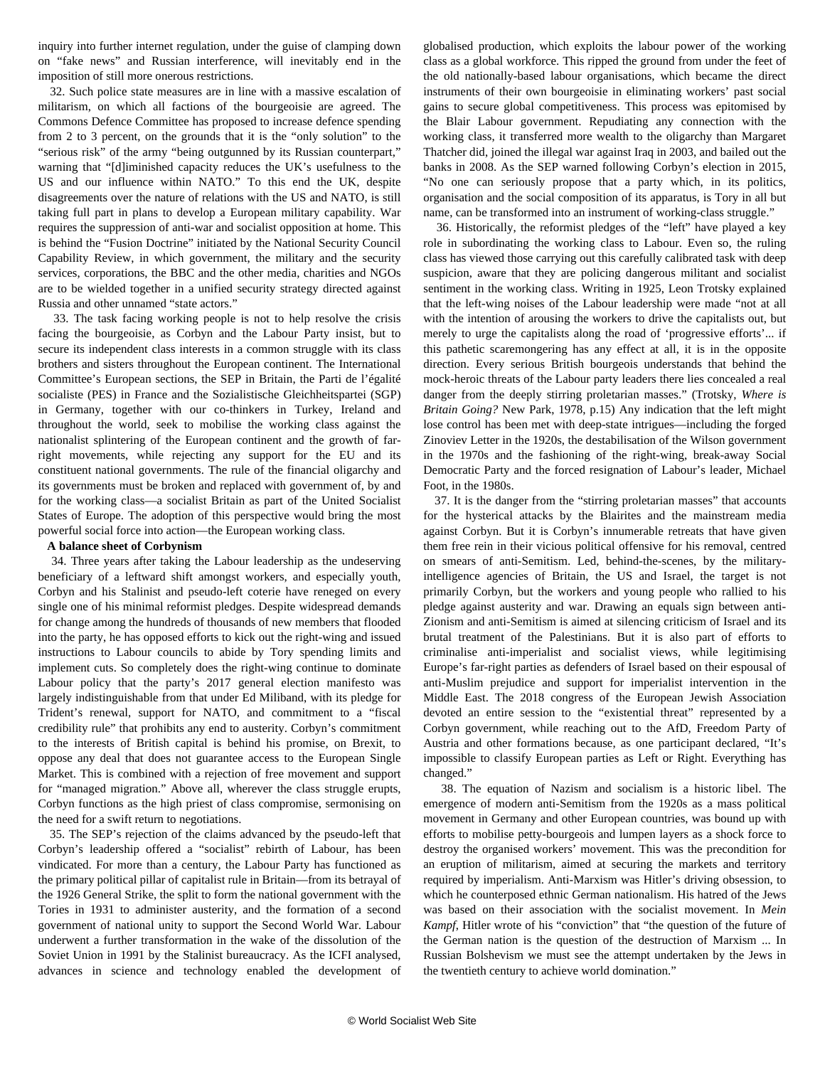inquiry into further internet regulation, under the guise of clamping down on "fake news" and Russian interference, will inevitably end in the imposition of still more onerous restrictions.

32. Such police state measures are in line with a massive escalation of militarism, on which all factions of the bourgeoisie are agreed. The Commons Defence Committee has proposed to increase defence spending from 2 to 3 percent, on the grounds that it is the "only solution" to the "serious risk" of the army "being outgunned by its Russian counterpart," warning that "[d]iminished capacity reduces the UK's usefulness to the US and our influence within NATO." To this end the UK, despite disagreements over the nature of relations with the US and NATO, is still taking full part in plans to develop a European military capability. War requires the suppression of anti-war and socialist opposition at home. This is behind the "Fusion Doctrine" initiated by the National Security Council Capability Review, in which government, the military and the security services, corporations, the BBC and the other media, charities and NGOs are to be wielded together in a unified security strategy directed against Russia and other unnamed "state actors."

33. The task facing working people is not to help resolve the crisis facing the bourgeoisie, as Corbyn and the Labour Party insist, but to secure its independent class interests in a common struggle with its class brothers and sisters throughout the European continent. The International Committee's European sections, the SEP in Britain, the Parti de l'égalité socialiste (PES) in France and the Sozialistische Gleichheitspartei (SGP) in Germany, together with our co-thinkers in Turkey, Ireland and throughout the world, seek to mobilise the working class against the nationalist splintering of the European continent and the growth of far-right movements, while rejecting any support for the EU and its constituent national governments. The rule of the financial oligarchy and its governments must be broken and replaced with government of, by and for the working class—a socialist Britain as part of the United Socialist States of Europe. The adoption of this perspective would bring the most powerful social force into action—the European working class.

**A balance sheet of Corbynism**

34. Three years after taking the Labour leadership as the undeserving beneficiary of a leftward shift amongst workers, and especially youth, Corbyn and his Stalinist and pseudo-left coterie have reneged on every single one of his minimal reformist pledges. Despite widespread demands for change among the hundreds of thousands of new members that flooded into the party, he has opposed efforts to kick out the right-wing and issued instructions to Labour councils to abide by Tory spending limits and implement cuts. So completely does the right-wing continue to dominate Labour policy that the party's 2017 general election manifesto was largely indistinguishable from that under Ed Miliband, with its pledge for Trident's renewal, support for NATO, and commitment to a "fiscal credibility rule" that prohibits any end to austerity. Corbyn's commitment to the interests of British capital is behind his promise, on Brexit, to oppose any deal that does not guarantee access to the European Single Market. This is combined with a rejection of free movement and support for "managed migration." Above all, wherever the class struggle erupts, Corbyn functions as the high priest of class compromise, sermonising on the need for a swift return to negotiations.

35. The SEP's rejection of the claims advanced by the pseudo-left that Corbyn's leadership offered a "socialist" rebirth of Labour, has been vindicated. For more than a century, the Labour Party has functioned as the primary political pillar of capitalist rule in Britain—from its betrayal of the 1926 General Strike, the split to form the national government with the Tories in 1931 to administer austerity, and the formation of a second government of national unity to support the Second World War. Labour underwent a further transformation in the wake of the dissolution of the Soviet Union in 1991 by the Stalinist bureaucracy. As the ICFI analysed, advances in science and technology enabled the development of globalised production, which exploits the labour power of the working class as a global workforce. This ripped the ground from under the feet of the old nationally-based labour organisations, which became the direct instruments of their own bourgeoisie in eliminating workers' past social gains to secure global competitiveness. This process was epitomised by the Blair Labour government. Repudiating any connection with the working class, it transferred more wealth to the oligarchy than Margaret Thatcher did, joined the illegal war against Iraq in 2003, and bailed out the banks in 2008. As the SEP warned following Corbyn's election in 2015, "No one can seriously propose that a party which, in its politics, organisation and the social composition of its apparatus, is Tory in all but name, can be transformed into an instrument of working-class struggle."

36. Historically, the reformist pledges of the "left" have played a key role in subordinating the working class to Labour. Even so, the ruling class has viewed those carrying out this carefully calibrated task with deep suspicion, aware that they are policing dangerous militant and socialist sentiment in the working class. Writing in 1925, Leon Trotsky explained that the left-wing noises of the Labour leadership were made "not at all with the intention of arousing the workers to drive the capitalists out, but merely to urge the capitalists along the road of 'progressive efforts'... if this pathetic scaremongering has any effect at all, it is in the opposite direction. Every serious British bourgeois understands that behind the mock-heroic threats of the Labour party leaders there lies concealed a real danger from the deeply stirring proletarian masses." (Trotsky, *Where is Britain Going?* New Park, 1978, p.15) Any indication that the left might lose control has been met with deep-state intrigues—including the forged Zinoviev Letter in the 1920s, the destabilisation of the Wilson government in the 1970s and the fashioning of the right-wing, break-away Social Democratic Party and the forced resignation of Labour's leader, Michael Foot, in the 1980s.

37. It is the danger from the "stirring proletarian masses" that accounts for the hysterical attacks by the Blairites and the mainstream media against Corbyn. But it is Corbyn's innumerable retreats that have given them free rein in their vicious political offensive for his removal, centred on smears of anti-Semitism. Led, behind-the-scenes, by the military-intelligence agencies of Britain, the US and Israel, the target is not primarily Corbyn, but the workers and young people who rallied to his pledge against austerity and war. Drawing an equals sign between anti-Zionism and anti-Semitism is aimed at silencing criticism of Israel and its brutal treatment of the Palestinians. But it is also part of efforts to criminalise anti-imperialist and socialist views, while legitimising Europe's far-right parties as defenders of Israel based on their espousal of anti-Muslim prejudice and support for imperialist intervention in the Middle East. The 2018 congress of the European Jewish Association devoted an entire session to the "existential threat" represented by a Corbyn government, while reaching out to the AfD, Freedom Party of Austria and other formations because, as one participant declared, "It's impossible to classify European parties as Left or Right. Everything has changed."

38. The equation of Nazism and socialism is a historic libel. The emergence of modern anti-Semitism from the 1920s as a mass political movement in Germany and other European countries, was bound up with efforts to mobilise petty-bourgeois and lumpen layers as a shock force to destroy the organised workers' movement. This was the precondition for an eruption of militarism, aimed at securing the markets and territory required by imperialism. Anti-Marxism was Hitler's driving obsession, to which he counterposed ethnic German nationalism. His hatred of the Jews was based on their association with the socialist movement. In *Mein Kampf*, Hitler wrote of his "conviction" that "the question of the future of the German nation is the question of the destruction of Marxism ... In Russian Bolshevism we must see the attempt undertaken by the Jews in the twentieth century to achieve world domination."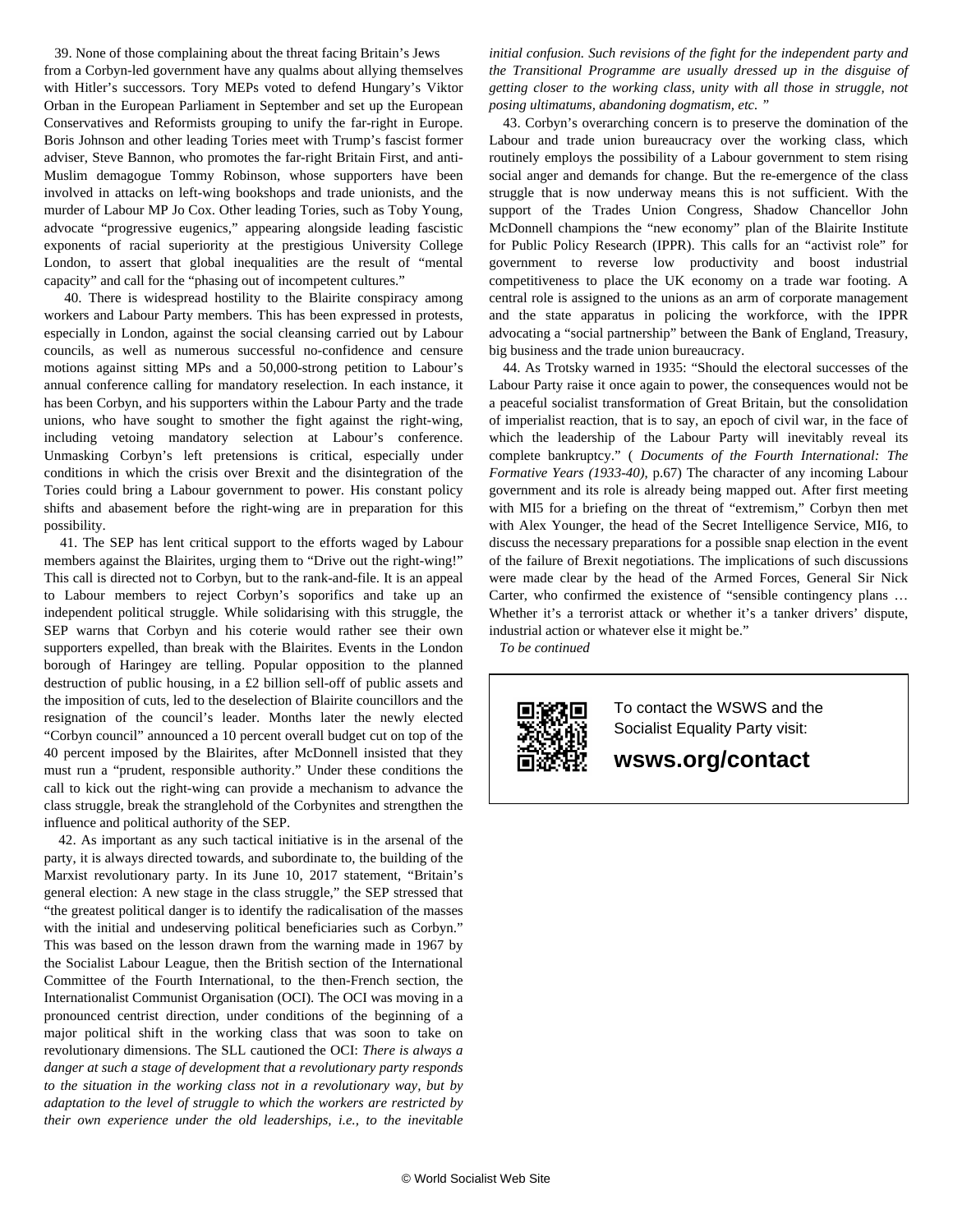39. None of those complaining about the threat facing Britain's Jews from a Corbyn-led government have any qualms about allying themselves with Hitler's successors. Tory MEPs voted to defend Hungary's Viktor Orban in the European Parliament in September and set up the European Conservatives and Reformists grouping to unify the far-right in Europe. Boris Johnson and other leading Tories meet with Trump's fascist former adviser, Steve Bannon, who promotes the far-right Britain First, and anti-Muslim demagogue Tommy Robinson, whose supporters have been involved in attacks on left-wing bookshops and trade unionists, and the murder of Labour MP Jo Cox. Other leading Tories, such as Toby Young, advocate "progressive eugenics," appearing alongside leading fascistic exponents of racial superiority at the prestigious University College London, to assert that global inequalities are the result of "mental capacity" and call for the "phasing out of incompetent cultures."

40. There is widespread hostility to the Blairite conspiracy among workers and Labour Party members. This has been expressed in protests, especially in London, against the social cleansing carried out by Labour councils, as well as numerous successful no-confidence and censure motions against sitting MPs and a 50,000-strong petition to Labour's annual conference calling for mandatory reselection. In each instance, it has been Corbyn, and his supporters within the Labour Party and the trade unions, who have sought to smother the fight against the right-wing, including vetoing mandatory selection at Labour's conference. Unmasking Corbyn's left pretensions is critical, especially under conditions in which the crisis over Brexit and the disintegration of the Tories could bring a Labour government to power. His constant policy shifts and abasement before the right-wing are in preparation for this possibility.

41. The SEP has lent critical support to the efforts waged by Labour members against the Blairites, urging them to "Drive out the right-wing!" This call is directed not to Corbyn, but to the rank-and-file. It is an appeal to Labour members to reject Corbyn's soporifics and take up an independent political struggle. While solidarising with this struggle, the SEP warns that Corbyn and his coterie would rather see their own supporters expelled, than break with the Blairites. Events in the London borough of Haringey are telling. Popular opposition to the planned destruction of public housing, in a £2 billion sell-off of public assets and the imposition of cuts, led to the deselection of Blairite councillors and the resignation of the council's leader. Months later the newly elected "Corbyn council" announced a 10 percent overall budget cut on top of the 40 percent imposed by the Blairites, after McDonnell insisted that they must run a "prudent, responsible authority." Under these conditions the call to kick out the right-wing can provide a mechanism to advance the class struggle, break the stranglehold of the Corbynites and strengthen the influence and political authority of the SEP.

42. As important as any such tactical initiative is in the arsenal of the party, it is always directed towards, and subordinate to, the building of the Marxist revolutionary party. In its June 10, 2017 statement, "Britain's general election: A new stage in the class struggle," the SEP stressed that "the greatest political danger is to identify the radicalisation of the masses with the initial and undeserving political beneficiaries such as Corbyn." This was based on the lesson drawn from the warning made in 1967 by the Socialist Labour League, then the British section of the International Committee of the Fourth International, to the then-French section, the Internationalist Communist Organisation (OCI). The OCI was moving in a pronounced centrist direction, under conditions of the beginning of a major political shift in the working class that was soon to take on revolutionary dimensions. The SLL cautioned the OCI: *There is always a danger at such a stage of development that a revolutionary party responds to the situation in the working class not in a revolutionary way, but by adaptation to the level of struggle to which the workers are restricted by their own experience under the old leaderships, i.e., to the inevitable initial confusion. Such revisions of the fight for the independent party and the Transitional Programme are usually dressed up in the disguise of getting closer to the working class, unity with all those in struggle, not posing ultimatums, abandoning dogmatism, etc. "*

43. Corbyn's overarching concern is to preserve the domination of the Labour and trade union bureaucracy over the working class, which routinely employs the possibility of a Labour government to stem rising social anger and demands for change. But the re-emergence of the class struggle that is now underway means this is not sufficient. With the support of the Trades Union Congress, Shadow Chancellor John McDonnell champions the "new economy" plan of the Blairite Institute for Public Policy Research (IPPR). This calls for an "activist role" for government to reverse low productivity and boost industrial competitiveness to place the UK economy on a trade war footing. A central role is assigned to the unions as an arm of corporate management and the state apparatus in policing the workforce, with the IPPR advocating a "social partnership" between the Bank of England, Treasury, big business and the trade union bureaucracy.

44. As Trotsky warned in 1935: "Should the electoral successes of the Labour Party raise it once again to power, the consequences would not be a peaceful socialist transformation of Great Britain, but the consolidation of imperialist reaction, that is to say, an epoch of civil war, in the face of which the leadership of the Labour Party will inevitably reveal its complete bankruptcy." ( *Documents of the Fourth International: The Formative Years (1933-40),* p.67) The character of any incoming Labour government and its role is already being mapped out. After first meeting with MI5 for a briefing on the threat of "extremism," Corbyn then met with Alex Younger, the head of the Secret Intelligence Service, MI6, to discuss the necessary preparations for a possible snap election in the event of the failure of Brexit negotiations. The implications of such discussions were made clear by the head of the Armed Forces, General Sir Nick Carter, who confirmed the existence of "sensible contingency plans … Whether it's a terrorist attack or whether it's a tanker drivers' dispute, industrial action or whatever else it might be."

*To be continued*

To contact the WSWS and the Socialist Equality Party visit:

**wsws.org/contact**